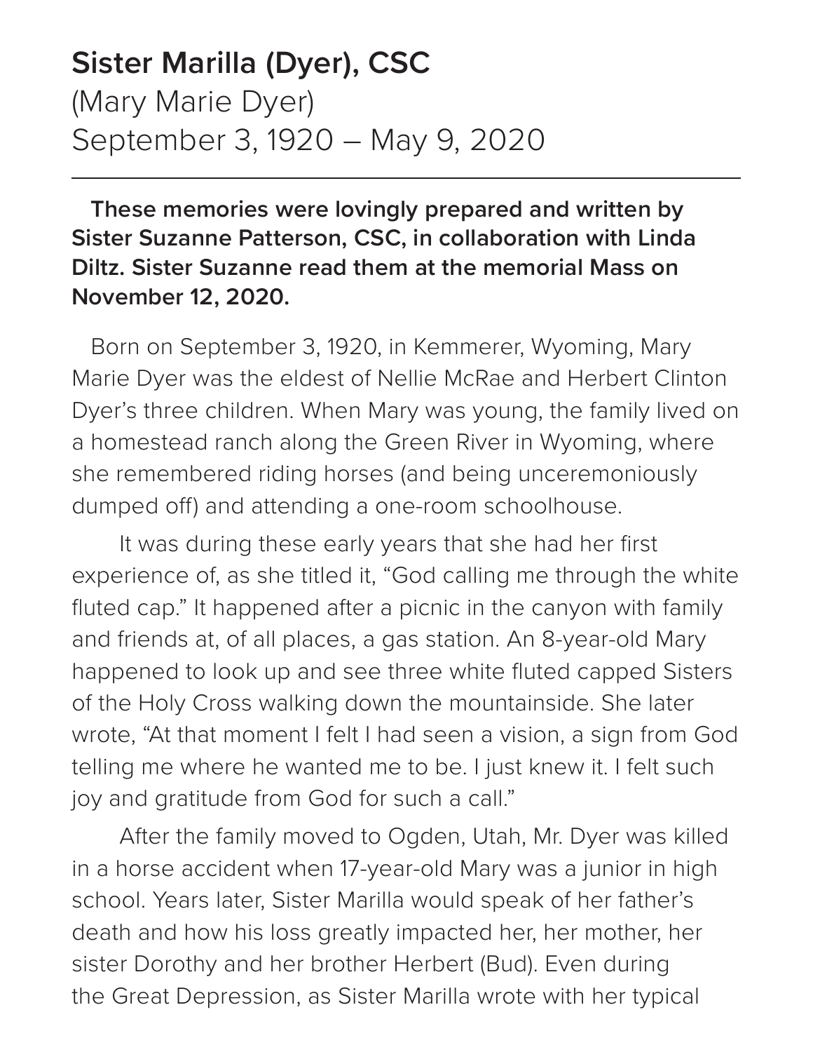# Sister Marilla (Dyer), CSC

(Mary Marie Dyer)
September 3, 1920 – May 9, 2020

---

**These memories were lovingly prepared and written by Sister Suzanne Patterson, CSC, in collaboration with Linda Diltz. Sister Suzanne read them at the memorial Mass on November 12, 2020.**

Born on September 3, 1920, in Kemmerer, Wyoming, Mary Marie Dyer was the eldest of Nellie McRae and Herbert Clinton Dyer's three children. When Mary was young, the family lived on a homestead ranch along the Green River in Wyoming, where she remembered riding horses (and being unceremoniously dumped off) and attending a one-room schoolhouse.

It was during these early years that she had her first experience of, as she titled it, "God calling me through the white fluted cap." It happened after a picnic in the canyon with family and friends at, of all places, a gas station. An 8-year-old Mary happened to look up and see three white fluted capped Sisters of the Holy Cross walking down the mountainside. She later wrote, "At that moment I felt I had seen a vision, a sign from God telling me where he wanted me to be. I just knew it. I felt such joy and gratitude from God for such a call."

After the family moved to Ogden, Utah, Mr. Dyer was killed in a horse accident when 17-year-old Mary was a junior in high school. Years later, Sister Marilla would speak of her father's death and how his loss greatly impacted her, her mother, her sister Dorothy and her brother Herbert (Bud). Even during the Great Depression, as Sister Marilla wrote with her typical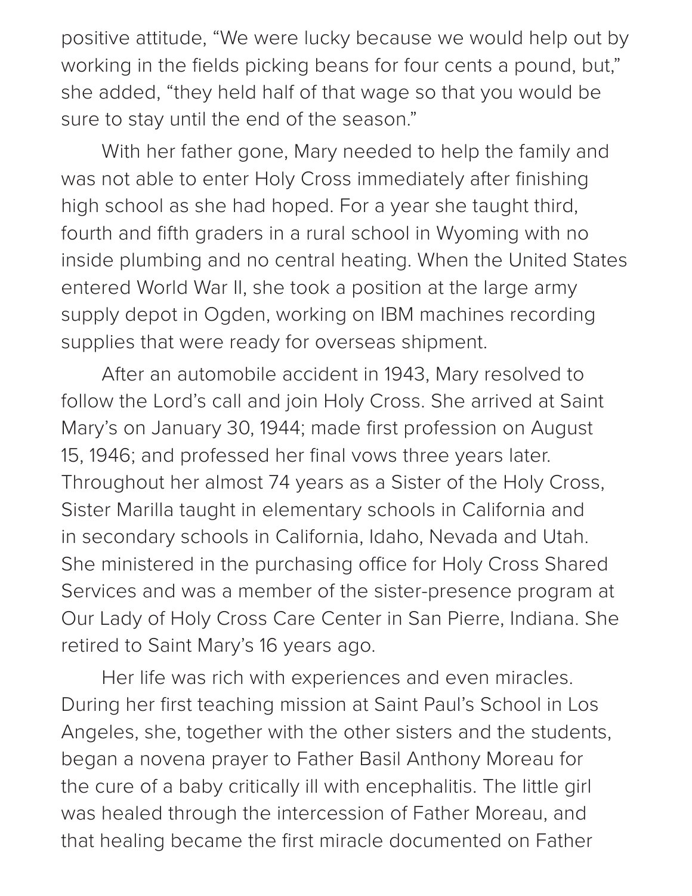positive attitude, “We were lucky because we would help out by working in the fields picking beans for four cents a pound, but,” she added, “they held half of that wage so that you would be sure to stay until the end of the season.”

With her father gone, Mary needed to help the family and was not able to enter Holy Cross immediately after finishing high school as she had hoped. For a year she taught third, fourth and fifth graders in a rural school in Wyoming with no inside plumbing and no central heating. When the United States entered World War II, she took a position at the large army supply depot in Ogden, working on IBM machines recording supplies that were ready for overseas shipment.

After an automobile accident in 1943, Mary resolved to follow the Lord’s call and join Holy Cross. She arrived at Saint Mary’s on January 30, 1944; made first profession on August 15, 1946; and professed her final vows three years later. Throughout her almost 74 years as a Sister of the Holy Cross, Sister Marilla taught in elementary schools in California and in secondary schools in California, Idaho, Nevada and Utah. She ministered in the purchasing office for Holy Cross Shared Services and was a member of the sister-presence program at Our Lady of Holy Cross Care Center in San Pierre, Indiana. She retired to Saint Mary’s 16 years ago.

Her life was rich with experiences and even miracles. During her first teaching mission at Saint Paul’s School in Los Angeles, she, together with the other sisters and the students, began a novena prayer to Father Basil Anthony Moreau for the cure of a baby critically ill with encephalitis. The little girl was healed through the intercession of Father Moreau, and that healing became the first miracle documented on Father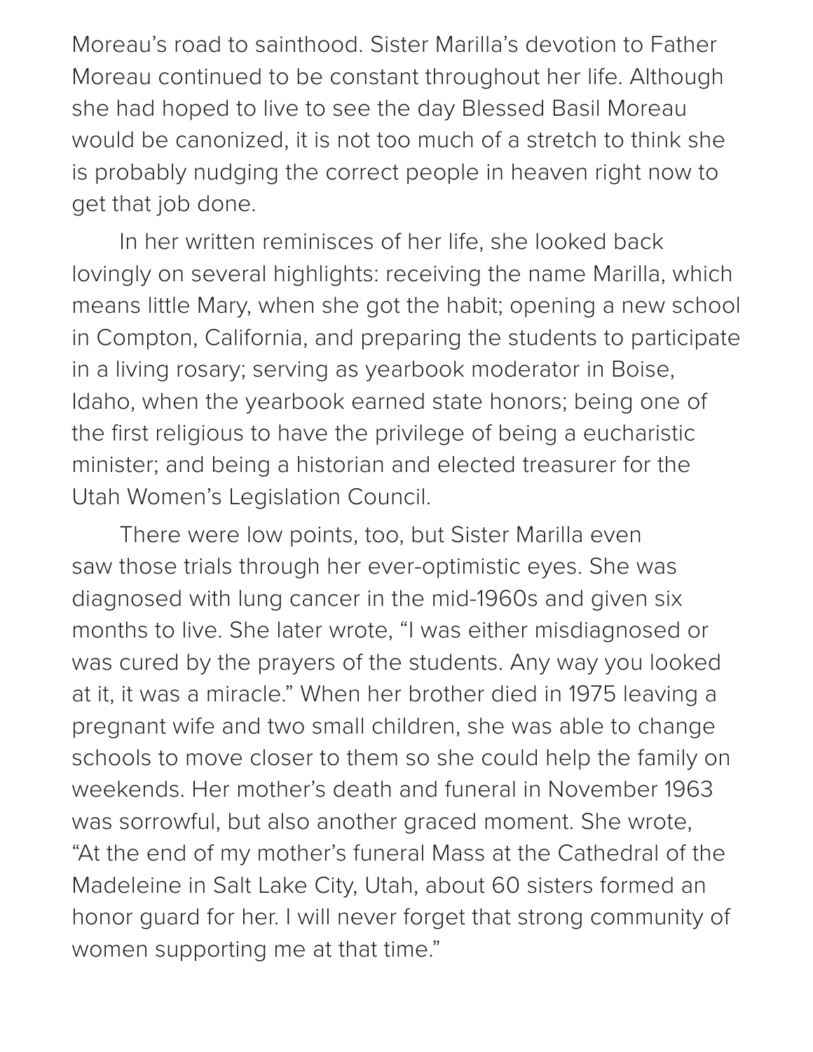Moreau's road to sainthood. Sister Marilla's devotion to Father Moreau continued to be constant throughout her life. Although she had hoped to live to see the day Blessed Basil Moreau would be canonized, it is not too much of a stretch to think she is probably nudging the correct people in heaven right now to get that job done.

In her written reminisces of her life, she looked back lovingly on several highlights: receiving the name Marilla, which means little Mary, when she got the habit; opening a new school in Compton, California, and preparing the students to participate in a living rosary; serving as yearbook moderator in Boise, Idaho, when the yearbook earned state honors; being one of the first religious to have the privilege of being a eucharistic minister; and being a historian and elected treasurer for the Utah Women's Legislation Council.

There were low points, too, but Sister Marilla even saw those trials through her ever-optimistic eyes. She was diagnosed with lung cancer in the mid-1960s and given six months to live. She later wrote, "I was either misdiagnosed or was cured by the prayers of the students. Any way you looked at it, it was a miracle." When her brother died in 1975 leaving a pregnant wife and two small children, she was able to change schools to move closer to them so she could help the family on weekends. Her mother's death and funeral in November 1963 was sorrowful, but also another graced moment. She wrote, "At the end of my mother's funeral Mass at the Cathedral of the Madeleine in Salt Lake City, Utah, about 60 sisters formed an honor guard for her. I will never forget that strong community of women supporting me at that time."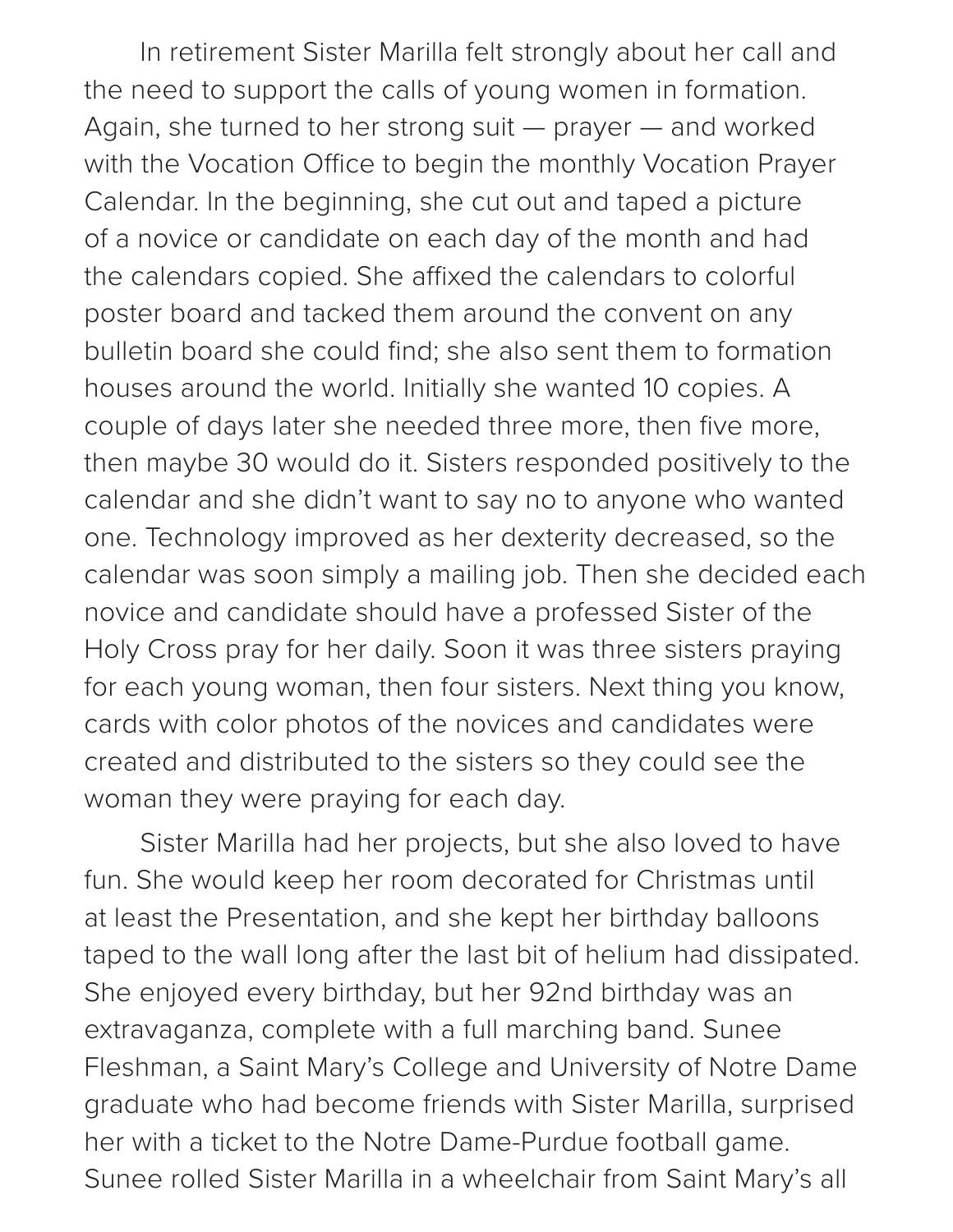In retirement Sister Marilla felt strongly about her call and the need to support the calls of young women in formation. Again, she turned to her strong suit — prayer — and worked with the Vocation Office to begin the monthly Vocation Prayer Calendar. In the beginning, she cut out and taped a picture of a novice or candidate on each day of the month and had the calendars copied. She affixed the calendars to colorful poster board and tacked them around the convent on any bulletin board she could find; she also sent them to formation houses around the world. Initially she wanted 10 copies. A couple of days later she needed three more, then five more, then maybe 30 would do it. Sisters responded positively to the calendar and she didn't want to say no to anyone who wanted one. Technology improved as her dexterity decreased, so the calendar was soon simply a mailing job. Then she decided each novice and candidate should have a professed Sister of the Holy Cross pray for her daily. Soon it was three sisters praying for each young woman, then four sisters. Next thing you know, cards with color photos of the novices and candidates were created and distributed to the sisters so they could see the woman they were praying for each day.

Sister Marilla had her projects, but she also loved to have fun. She would keep her room decorated for Christmas until at least the Presentation, and she kept her birthday balloons taped to the wall long after the last bit of helium had dissipated. She enjoyed every birthday, but her 92nd birthday was an extravaganza, complete with a full marching band. Sunee Fleshman, a Saint Mary's College and University of Notre Dame graduate who had become friends with Sister Marilla, surprised her with a ticket to the Notre Dame-Purdue football game. Sunee rolled Sister Marilla in a wheelchair from Saint Mary's all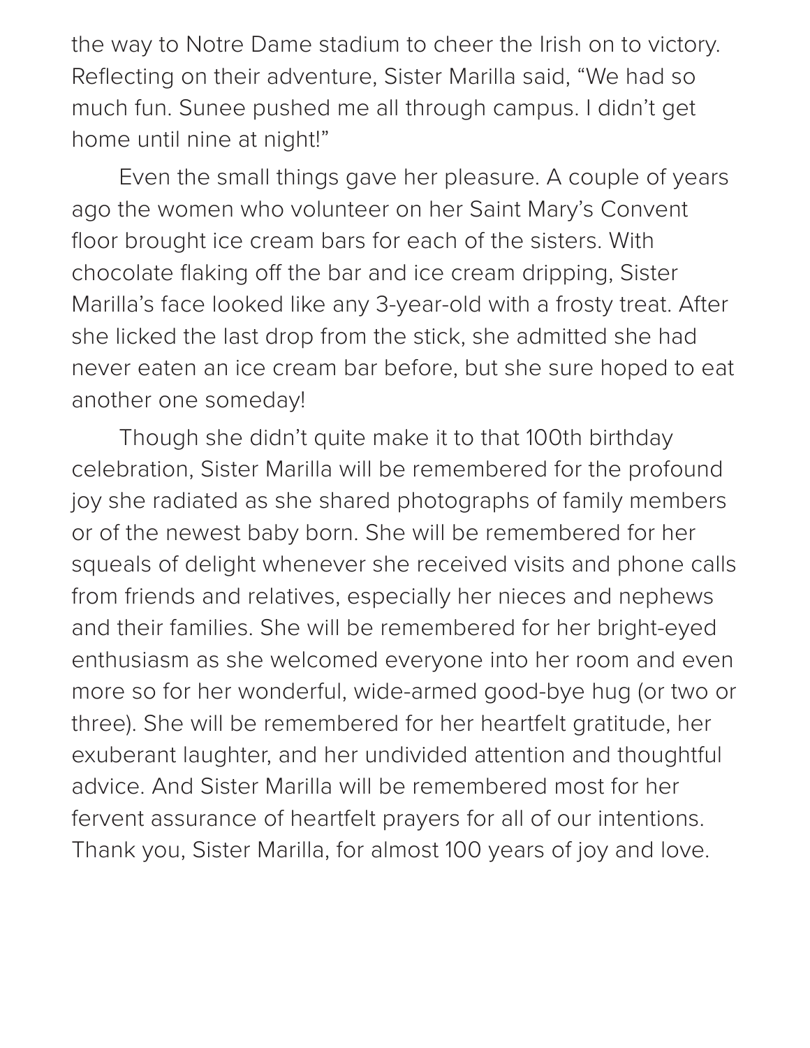the way to Notre Dame stadium to cheer the Irish on to victory. Reflecting on their adventure, Sister Marilla said, "We had so much fun. Sunee pushed me all through campus. I didn't get home until nine at night!"

Even the small things gave her pleasure. A couple of years ago the women who volunteer on her Saint Mary's Convent floor brought ice cream bars for each of the sisters. With chocolate flaking off the bar and ice cream dripping, Sister Marilla's face looked like any 3-year-old with a frosty treat. After she licked the last drop from the stick, she admitted she had never eaten an ice cream bar before, but she sure hoped to eat another one someday!

Though she didn't quite make it to that 100th birthday celebration, Sister Marilla will be remembered for the profound joy she radiated as she shared photographs of family members or of the newest baby born. She will be remembered for her squeals of delight whenever she received visits and phone calls from friends and relatives, especially her nieces and nephews and their families. She will be remembered for her bright-eyed enthusiasm as she welcomed everyone into her room and even more so for her wonderful, wide-armed good-bye hug (or two or three). She will be remembered for her heartfelt gratitude, her exuberant laughter, and her undivided attention and thoughtful advice. And Sister Marilla will be remembered most for her fervent assurance of heartfelt prayers for all of our intentions. Thank you, Sister Marilla, for almost 100 years of joy and love.